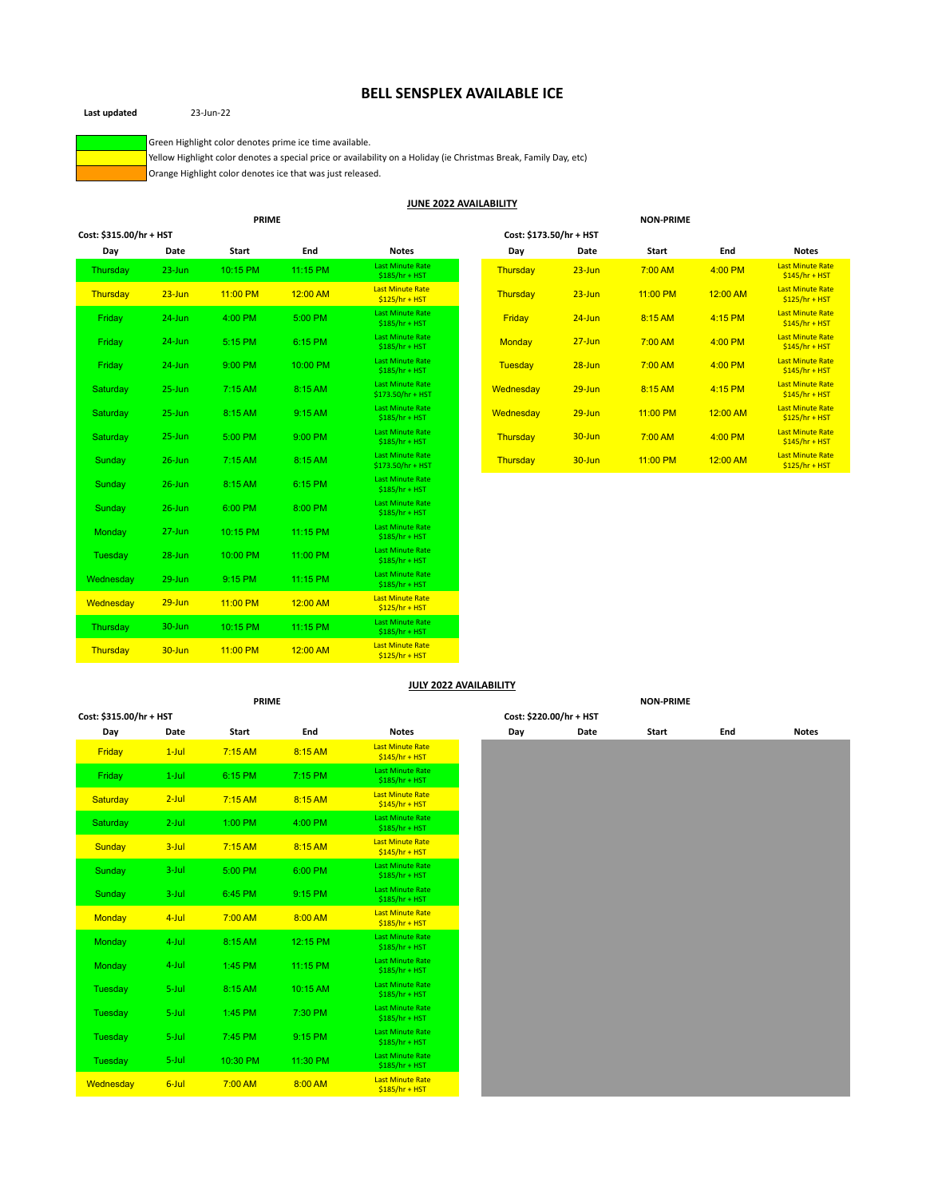# BELL SENSPLEX AVAILABLE ICE

**Last updated** 23-Jun-22

Green Highlight color denotes prime ice time available.
Yellow Highlight color denotes a special price or availability on a Holiday (ie Christmas Break, Family Day, etc)
Orange Highlight color denotes ice that was just released.

## JUNE 2022 AVAILABILITY

### PRIME

**Cost: $315.00/hr + HST**

| Day | Date | Start | End | Notes |
|---|---|---|---|---|
| Thursday | 23-Jun | 10:15 PM | 11:15 PM | Last Minute Rate $185/hr + HST |
| Thursday | 23-Jun | 11:00 PM | 12:00 AM | Last Minute Rate $125/hr + HST |
| Friday | 24-Jun | 4:00 PM | 5:00 PM | Last Minute Rate $185/hr + HST |
| Friday | 24-Jun | 5:15 PM | 6:15 PM | Last Minute Rate $185/hr + HST |
| Friday | 24-Jun | 9:00 PM | 10:00 PM | Last Minute Rate $185/hr + HST |
| Saturday | 25-Jun | 7:15 AM | 8:15 AM | Last Minute Rate $173.50/hr + HST |
| Saturday | 25-Jun | 8:15 AM | 9:15 AM | Last Minute Rate $185/hr + HST |
| Saturday | 25-Jun | 5:00 PM | 9:00 PM | Last Minute Rate $185/hr + HST |
| Sunday | 26-Jun | 7:15 AM | 8:15 AM | Last Minute Rate $173.50/hr + HST |
| Sunday | 26-Jun | 8:15 AM | 6:15 PM | Last Minute Rate $185/hr + HST |
| Sunday | 26-Jun | 6:00 PM | 8:00 PM | Last Minute Rate $185/hr + HST |
| Monday | 27-Jun | 10:15 PM | 11:15 PM | Last Minute Rate $185/hr + HST |
| Tuesday | 28-Jun | 10:00 PM | 11:00 PM | Last Minute Rate $185/hr + HST |
| Wednesday | 29-Jun | 9:15 PM | 11:15 PM | Last Minute Rate $185/hr + HST |
| Wednesday | 29-Jun | 11:00 PM | 12:00 AM | Last Minute Rate $125/hr + HST |
| Thursday | 30-Jun | 10:15 PM | 11:15 PM | Last Minute Rate $185/hr + HST |
| Thursday | 30-Jun | 11:00 PM | 12:00 AM | Last Minute Rate $125/hr + HST |

### NON-PRIME

**Cost: $173.50/hr + HST**

| Day | Date | Start | End | Notes |
|---|---|---|---|---|
| Thursday | 23-Jun | 7:00 AM | 4:00 PM | Last Minute Rate $145/hr + HST |
| Thursday | 23-Jun | 11:00 PM | 12:00 AM | Last Minute Rate $125/hr + HST |
| Friday | 24-Jun | 8:15 AM | 4:15 PM | Last Minute Rate $145/hr + HST |
| Monday | 27-Jun | 7:00 AM | 4:00 PM | Last Minute Rate $145/hr + HST |
| Tuesday | 28-Jun | 7:00 AM | 4:00 PM | Last Minute Rate $145/hr + HST |
| Wednesday | 29-Jun | 8:15 AM | 4:15 PM | Last Minute Rate $145/hr + HST |
| Wednesday | 29-Jun | 11:00 PM | 12:00 AM | Last Minute Rate $125/hr + HST |
| Thursday | 30-Jun | 7:00 AM | 4:00 PM | Last Minute Rate $145/hr + HST |
| Thursday | 30-Jun | 11:00 PM | 12:00 AM | Last Minute Rate $125/hr + HST |

## JULY 2022 AVAILABILITY

### PRIME

**Cost: $315.00/hr + HST**

| Day | Date | Start | End | Notes |
|---|---|---|---|---|
| Friday | 1-Jul | 7:15 AM | 8:15 AM | Last Minute Rate $145/hr + HST |
| Friday | 1-Jul | 6:15 PM | 7:15 PM | Last Minute Rate $185/hr + HST |
| Saturday | 2-Jul | 7:15 AM | 8:15 AM | Last Minute Rate $145/hr + HST |
| Saturday | 2-Jul | 1:00 PM | 4:00 PM | Last Minute Rate $185/hr + HST |
| Sunday | 3-Jul | 7:15 AM | 8:15 AM | Last Minute Rate $145/hr + HST |
| Sunday | 3-Jul | 5:00 PM | 6:00 PM | Last Minute Rate $185/hr + HST |
| Sunday | 3-Jul | 6:45 PM | 9:15 PM | Last Minute Rate $185/hr + HST |
| Monday | 4-Jul | 7:00 AM | 8:00 AM | Last Minute Rate $185/hr + HST |
| Monday | 4-Jul | 8:15 AM | 12:15 PM | Last Minute Rate $185/hr + HST |
| Monday | 4-Jul | 1:45 PM | 11:15 PM | Last Minute Rate $185/hr + HST |
| Tuesday | 5-Jul | 8:15 AM | 10:15 AM | Last Minute Rate $185/hr + HST |
| Tuesday | 5-Jul | 1:45 PM | 7:30 PM | Last Minute Rate $185/hr + HST |
| Tuesday | 5-Jul | 7:45 PM | 9:15 PM | Last Minute Rate $185/hr + HST |
| Tuesday | 5-Jul | 10:30 PM | 11:30 PM | Last Minute Rate $185/hr + HST |
| Wednesday | 6-Jul | 7:00 AM | 8:00 AM | Last Minute Rate $185/hr + HST |

### NON-PRIME

**Cost: $220.00/hr + HST**

| Day | Date | Start | End | Notes |
|---|---|---|---|---|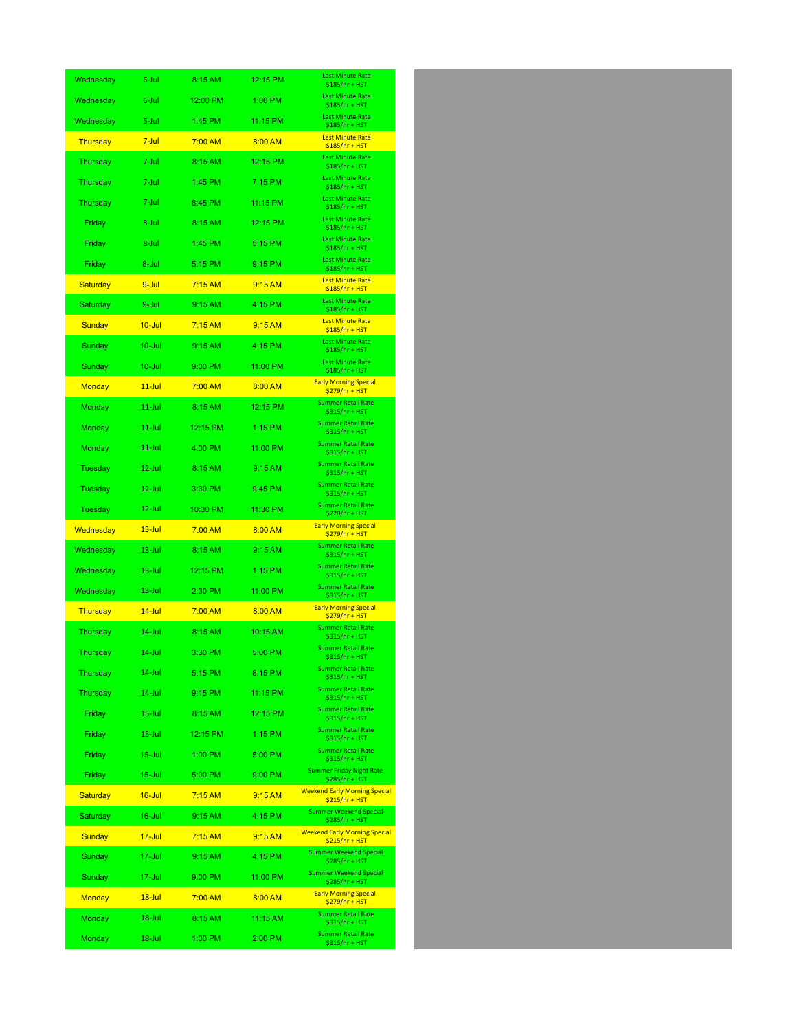| | | | | |
|---|---|---|---|---|
| Wednesday | 6-Jul | 8:15 AM | 12:15 PM | Last Minute Rate $185/hr + HST |
| Wednesday | 6-Jul | 12:00 PM | 1:00 PM | Last Minute Rate $185/hr + HST |
| Wednesday | 6-Jul | 1:45 PM | 11:15 PM | Last Minute Rate $185/hr + HST |
| Thursday | 7-Jul | 7:00 AM | 8:00 AM | Last Minute Rate $185/hr + HST |
| Thursday | 7-Jul | 8:15 AM | 12:15 PM | Last Minute Rate $185/hr + HST |
| Thursday | 7-Jul | 1:45 PM | 7:15 PM | Last Minute Rate $185/hr + HST |
| Thursday | 7-Jul | 8:45 PM | 11:15 PM | Last Minute Rate $185/hr + HST |
| Friday | 8-Jul | 8:15 AM | 12:15 PM | Last Minute Rate $185/hr + HST |
| Friday | 8-Jul | 1:45 PM | 5:15 PM | Last Minute Rate $185/hr + HST |
| Friday | 8-Jul | 5:15 PM | 9:15 PM | Last Minute Rate $185/hr + HST |
| Saturday | 9-Jul | 7:15 AM | 9:15 AM | Last Minute Rate $185/hr + HST |
| Saturday | 9-Jul | 9:15 AM | 4:15 PM | Last Minute Rate $185/hr + HST |
| Sunday | 10-Jul | 7:15 AM | 9:15 AM | Last Minute Rate $185/hr + HST |
| Sunday | 10-Jul | 9:15 AM | 4:15 PM | Last Minute Rate $185/hr + HST |
| Sunday | 10-Jul | 9:00 PM | 11:00 PM | Last Minute Rate $185/hr + HST |
| Monday | 11-Jul | 7:00 AM | 8:00 AM | Early Morning Special $279/hr + HST |
| Monday | 11-Jul | 8:15 AM | 12:15 PM | Summer Retail Rate $315/hr + HST |
| Monday | 11-Jul | 12:15 PM | 1:15 PM | Summer Retail Rate $315/hr + HST |
| Monday | 11-Jul | 4:00 PM | 11:00 PM | Summer Retail Rate $315/hr + HST |
| Tuesday | 12-Jul | 8:15 AM | 9:15 AM | Summer Retail Rate $315/hr + HST |
| Tuesday | 12-Jul | 3:30 PM | 9:45 PM | Summer Retail Rate $315/hr + HST |
| Tuesday | 12-Jul | 10:30 PM | 11:30 PM | Summer Retail Rate $220/hr + HST |
| Wednesday | 13-Jul | 7:00 AM | 8:00 AM | Early Morning Special $279/hr + HST |
| Wednesday | 13-Jul | 8:15 AM | 9:15 AM | Summer Retail Rate $315/hr + HST |
| Wednesday | 13-Jul | 12:15 PM | 1:15 PM | Summer Retail Rate $315/hr + HST |
| Wednesday | 13-Jul | 2:30 PM | 11:00 PM | Summer Retail Rate $315/hr + HST |
| Thursday | 14-Jul | 7:00 AM | 8:00 AM | Early Morning Special $279/hr + HST |
| Thursday | 14-Jul | 8:15 AM | 10:15 AM | Summer Retail Rate $315/hr + HST |
| Thursday | 14-Jul | 3:30 PM | 5:00 PM | Summer Retail Rate $315/hr + HST |
| Thursday | 14-Jul | 5:15 PM | 8:15 PM | Summer Retail Rate $315/hr + HST |
| Thursday | 14-Jul | 9:15 PM | 11:15 PM | Summer Retail Rate $315/hr + HST |
| Friday | 15-Jul | 8:15 AM | 12:15 PM | Summer Retail Rate $315/hr + HST |
| Friday | 15-Jul | 12:15 PM | 1:15 PM | Summer Retail Rate $315/hr + HST |
| Friday | 15-Jul | 1:00 PM | 5:00 PM | Summer Retail Rate $315/hr + HST |
| Friday | 15-Jul | 5:00 PM | 9:00 PM | Summer Friday Night Rate $285/hr + HST |
| Saturday | 16-Jul | 7:15 AM | 9:15 AM | Weekend Early Morning Special $215/hr + HST |
| Saturday | 16-Jul | 9:15 AM | 4:15 PM | Summer Weekend Special $285/hr + HST |
| Sunday | 17-Jul | 7:15 AM | 9:15 AM | Weekend Early Morning Special $215/hr + HST |
| Sunday | 17-Jul | 9:15 AM | 4:15 PM | Summer Weekend Special $285/hr + HST |
| Sunday | 17-Jul | 9:00 PM | 11:00 PM | Summer Weekend Special $285/hr + HST |
| Monday | 18-Jul | 7:00 AM | 8:00 AM | Early Morning Special $279/hr + HST |
| Monday | 18-Jul | 8:15 AM | 11:15 AM | Summer Retail Rate $315/hr + HST |
| Monday | 18-Jul | 1:00 PM | 2:00 PM | Summer Retail Rate $315/hr + HST |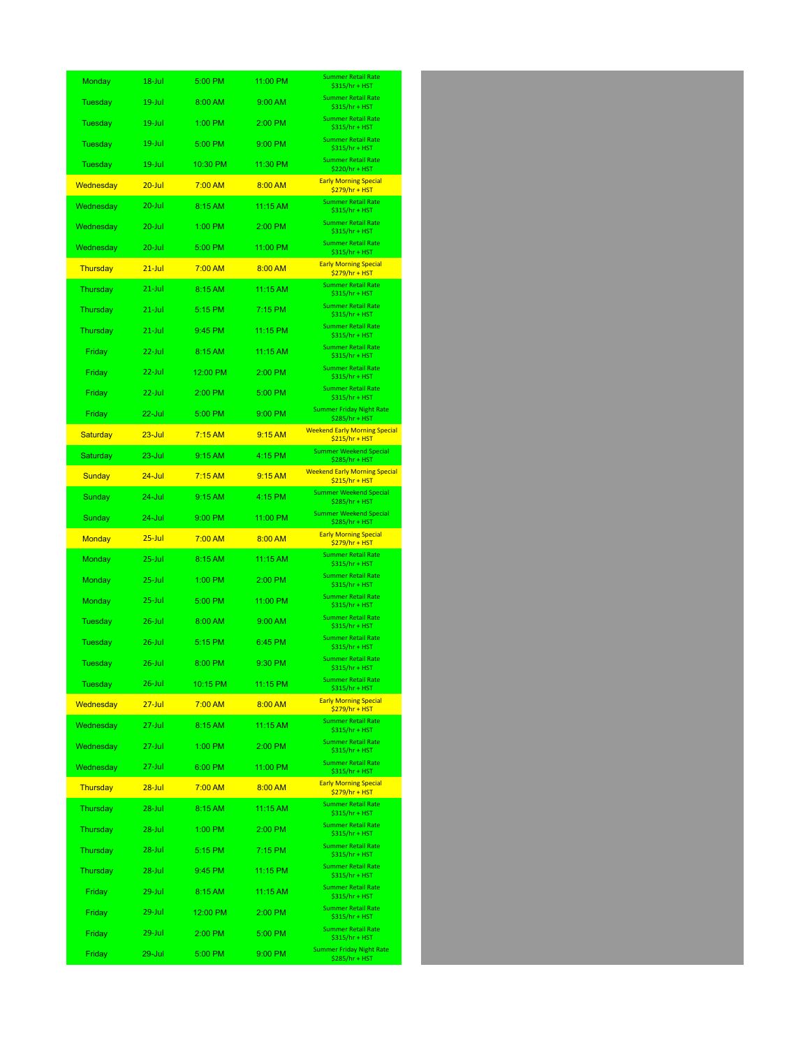| | | | | |
|---|---|---|---|---|
| Monday | 18-Jul | 5:00 PM | 11:00 PM | Summer Retail Rate $315/hr + HST |
| Tuesday | 19-Jul | 8:00 AM | 9:00 AM | Summer Retail Rate $315/hr + HST |
| Tuesday | 19-Jul | 1:00 PM | 2:00 PM | Summer Retail Rate $315/hr + HST |
| Tuesday | 19-Jul | 5:00 PM | 9:00 PM | Summer Retail Rate $315/hr + HST |
| Tuesday | 19-Jul | 10:30 PM | 11:30 PM | Summer Retail Rate $220/hr + HST |
| Wednesday | 20-Jul | 7:00 AM | 8:00 AM | Early Morning Special $279/hr + HST |
| Wednesday | 20-Jul | 8:15 AM | 11:15 AM | Summer Retail Rate $315/hr + HST |
| Wednesday | 20-Jul | 1:00 PM | 2:00 PM | Summer Retail Rate $315/hr + HST |
| Wednesday | 20-Jul | 5:00 PM | 11:00 PM | Summer Retail Rate $315/hr + HST |
| Thursday | 21-Jul | 7:00 AM | 8:00 AM | Early Morning Special $279/hr + HST |
| Thursday | 21-Jul | 8:15 AM | 11:15 AM | Summer Retail Rate $315/hr + HST |
| Thursday | 21-Jul | 5:15 PM | 7:15 PM | Summer Retail Rate $315/hr + HST |
| Thursday | 21-Jul | 9:45 PM | 11:15 PM | Summer Retail Rate $315/hr + HST |
| Friday | 22-Jul | 8:15 AM | 11:15 AM | Summer Retail Rate $315/hr + HST |
| Friday | 22-Jul | 12:00 PM | 2:00 PM | Summer Retail Rate $315/hr + HST |
| Friday | 22-Jul | 2:00 PM | 5:00 PM | Summer Retail Rate $315/hr + HST |
| Friday | 22-Jul | 5:00 PM | 9:00 PM | Summer Friday Night Rate $285/hr + HST |
| Saturday | 23-Jul | 7:15 AM | 9:15 AM | Weekend Early Morning Special $215/hr + HST |
| Saturday | 23-Jul | 9:15 AM | 4:15 PM | Summer Weekend Special $285/hr + HST |
| Sunday | 24-Jul | 7:15 AM | 9:15 AM | Weekend Early Morning Special $215/hr + HST |
| Sunday | 24-Jul | 9:15 AM | 4:15 PM | Summer Weekend Special $285/hr + HST |
| Sunday | 24-Jul | 9:00 PM | 11:00 PM | Summer Weekend Special $285/hr + HST |
| Monday | 25-Jul | 7:00 AM | 8:00 AM | Early Morning Special $279/hr + HST |
| Monday | 25-Jul | 8:15 AM | 11:15 AM | Summer Retail Rate $315/hr + HST |
| Monday | 25-Jul | 1:00 PM | 2:00 PM | Summer Retail Rate $315/hr + HST |
| Monday | 25-Jul | 5:00 PM | 11:00 PM | Summer Retail Rate $315/hr + HST |
| Tuesday | 26-Jul | 8:00 AM | 9:00 AM | Summer Retail Rate $315/hr + HST |
| Tuesday | 26-Jul | 5:15 PM | 6:45 PM | Summer Retail Rate $315/hr + HST |
| Tuesday | 26-Jul | 8:00 PM | 9:30 PM | Summer Retail Rate $315/hr + HST |
| Tuesday | 26-Jul | 10:15 PM | 11:15 PM | Summer Retail Rate $315/hr + HST |
| Wednesday | 27-Jul | 7:00 AM | 8:00 AM | Early Morning Special $279/hr + HST |
| Wednesday | 27-Jul | 8:15 AM | 11:15 AM | Summer Retail Rate $315/hr + HST |
| Wednesday | 27-Jul | 1:00 PM | 2:00 PM | Summer Retail Rate $315/hr + HST |
| Wednesday | 27-Jul | 6:00 PM | 11:00 PM | Summer Retail Rate $315/hr + HST |
| Thursday | 28-Jul | 7:00 AM | 8:00 AM | Early Morning Special $279/hr + HST |
| Thursday | 28-Jul | 8:15 AM | 11:15 AM | Summer Retail Rate $315/hr + HST |
| Thursday | 28-Jul | 1:00 PM | 2:00 PM | Summer Retail Rate $315/hr + HST |
| Thursday | 28-Jul | 5:15 PM | 7:15 PM | Summer Retail Rate $315/hr + HST |
| Thursday | 28-Jul | 9:45 PM | 11:15 PM | Summer Retail Rate $315/hr + HST |
| Friday | 29-Jul | 8:15 AM | 11:15 AM | Summer Retail Rate $315/hr + HST |
| Friday | 29-Jul | 12:00 PM | 2:00 PM | Summer Retail Rate $315/hr + HST |
| Friday | 29-Jul | 2:00 PM | 5:00 PM | Summer Retail Rate $315/hr + HST |
| Friday | 29-Jul | 5:00 PM | 9:00 PM | Summer Friday Night Rate $285/hr + HST |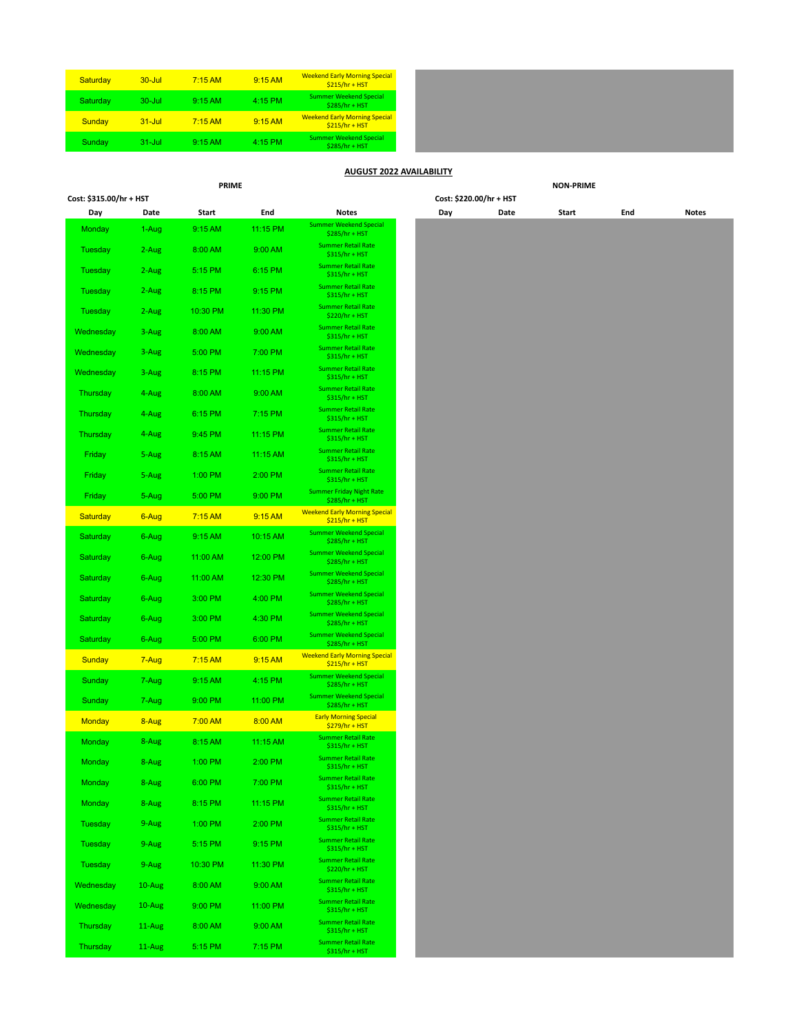| Day | Date | Start | End | Notes |
|---|---|---|---|---|
| Saturday | 30-Jul | 7:15 AM | 9:15 AM | Weekend Early Morning Special $215/hr + HST |
| Saturday | 30-Jul | 9:15 AM | 4:15 PM | Summer Weekend Special $285/hr + HST |
| Sunday | 31-Jul | 7:15 AM | 9:15 AM | Weekend Early Morning Special $215/hr + HST |
| Sunday | 31-Jul | 9:15 AM | 4:15 PM | Summer Weekend Special $285/hr + HST |

**AUGUST 2022 AVAILABILITY**

**PRIME**

**Cost: $315.00/hr + HST**

| Day | Date | Start | End | Notes |
|---|---|---|---|---|
| Monday | 1-Aug | 9:15 AM | 11:15 PM | Summer Weekend Special $285/hr + HST |
| Tuesday | 2-Aug | 8:00 AM | 9:00 AM | Summer Retail Rate $315/hr + HST |
| Tuesday | 2-Aug | 5:15 PM | 6:15 PM | Summer Retail Rate $315/hr + HST |
| Tuesday | 2-Aug | 8:15 PM | 9:15 PM | Summer Retail Rate $315/hr + HST |
| Tuesday | 2-Aug | 10:30 PM | 11:30 PM | Summer Retail Rate $220/hr + HST |
| Wednesday | 3-Aug | 8:00 AM | 9:00 AM | Summer Retail Rate $315/hr + HST |
| Wednesday | 3-Aug | 5:00 PM | 7:00 PM | Summer Retail Rate $315/hr + HST |
| Wednesday | 3-Aug | 8:15 PM | 11:15 PM | Summer Retail Rate $315/hr + HST |
| Thursday | 4-Aug | 8:00 AM | 9:00 AM | Summer Retail Rate $315/hr + HST |
| Thursday | 4-Aug | 6:15 PM | 7:15 PM | Summer Retail Rate $315/hr + HST |
| Thursday | 4-Aug | 9:45 PM | 11:15 PM | Summer Retail Rate $315/hr + HST |
| Friday | 5-Aug | 8:15 AM | 11:15 AM | Summer Retail Rate $315/hr + HST |
| Friday | 5-Aug | 1:00 PM | 2:00 PM | Summer Retail Rate $315/hr + HST |
| Friday | 5-Aug | 5:00 PM | 9:00 PM | Summer Friday Night Rate $285/hr + HST |
| Saturday | 6-Aug | 7:15 AM | 9:15 AM | Weekend Early Morning Special $215/hr + HST |
| Saturday | 6-Aug | 9:15 AM | 10:15 AM | Summer Weekend Special $285/hr + HST |
| Saturday | 6-Aug | 11:00 AM | 12:00 PM | Summer Weekend Special $285/hr + HST |
| Saturday | 6-Aug | 11:00 AM | 12:30 PM | Summer Weekend Special $285/hr + HST |
| Saturday | 6-Aug | 3:00 PM | 4:00 PM | Summer Weekend Special $285/hr + HST |
| Saturday | 6-Aug | 3:00 PM | 4:30 PM | Summer Weekend Special $285/hr + HST |
| Saturday | 6-Aug | 5:00 PM | 6:00 PM | Summer Weekend Special $285/hr + HST |
| Sunday | 7-Aug | 7:15 AM | 9:15 AM | Weekend Early Morning Special $215/hr + HST |
| Sunday | 7-Aug | 9:15 AM | 4:15 PM | Summer Weekend Special $285/hr + HST |
| Sunday | 7-Aug | 9:00 PM | 11:00 PM | Summer Weekend Special $285/hr + HST |
| Monday | 8-Aug | 7:00 AM | 8:00 AM | Early Morning Special $279/hr + HST |
| Monday | 8-Aug | 8:15 AM | 11:15 AM | Summer Retail Rate $315/hr + HST |
| Monday | 8-Aug | 1:00 PM | 2:00 PM | Summer Retail Rate $315/hr + HST |
| Monday | 8-Aug | 6:00 PM | 7:00 PM | Summer Retail Rate $315/hr + HST |
| Monday | 8-Aug | 8:15 PM | 11:15 PM | Summer Retail Rate $315/hr + HST |
| Tuesday | 9-Aug | 1:00 PM | 2:00 PM | Summer Retail Rate $315/hr + HST |
| Tuesday | 9-Aug | 5:15 PM | 9:15 PM | Summer Retail Rate $315/hr + HST |
| Tuesday | 9-Aug | 10:30 PM | 11:30 PM | Summer Retail Rate $220/hr + HST |
| Wednesday | 10-Aug | 8:00 AM | 9:00 AM | Summer Retail Rate $315/hr + HST |
| Wednesday | 10-Aug | 9:00 PM | 11:00 PM | Summer Retail Rate $315/hr + HST |
| Thursday | 11-Aug | 8:00 AM | 9:00 AM | Summer Retail Rate $315/hr + HST |
| Thursday | 11-Aug | 5:15 PM | 7:15 PM | Summer Retail Rate $315/hr + HST |

**NON-PRIME**

**Cost: $220.00/hr + HST**

| Day | Date | Start | End | Notes |
|---|---|---|---|---|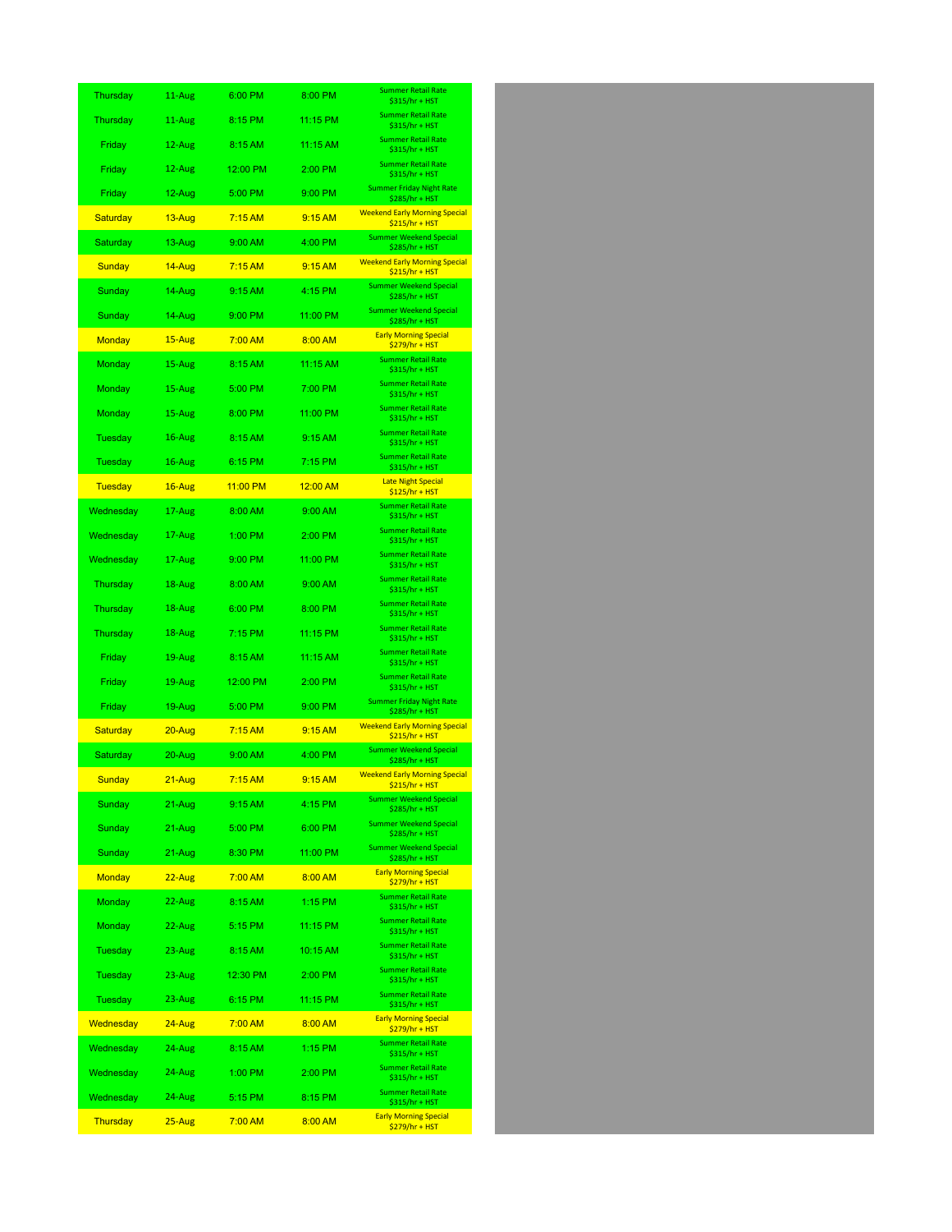| Thursday | 11-Aug | 6:00 PM | 8:00 PM | Summer Retail Rate $315/hr + HST |
| --- | --- | --- | --- | --- |
| Thursday | 11-Aug | 8:15 PM | 11:15 PM | Summer Retail Rate $315/hr + HST |
| Friday | 12-Aug | 8:15 AM | 11:15 AM | Summer Retail Rate $315/hr + HST |
| Friday | 12-Aug | 12:00 PM | 2:00 PM | Summer Retail Rate $315/hr + HST |
| Friday | 12-Aug | 5:00 PM | 9:00 PM | Summer Friday Night Rate $285/hr + HST |
| Saturday | 13-Aug | 7:15 AM | 9:15 AM | Weekend Early Morning Special $215/hr + HST |
| Saturday | 13-Aug | 9:00 AM | 4:00 PM | Summer Weekend Special $285/hr + HST |
| Sunday | 14-Aug | 7:15 AM | 9:15 AM | Weekend Early Morning Special $215/hr + HST |
| Sunday | 14-Aug | 9:15 AM | 4:15 PM | Summer Weekend Special $285/hr + HST |
| Sunday | 14-Aug | 9:00 PM | 11:00 PM | Summer Weekend Special $285/hr + HST |
| Monday | 15-Aug | 7:00 AM | 8:00 AM | Early Morning Special $279/hr + HST |
| Monday | 15-Aug | 8:15 AM | 11:15 AM | Summer Retail Rate $315/hr + HST |
| Monday | 15-Aug | 5:00 PM | 7:00 PM | Summer Retail Rate $315/hr + HST |
| Monday | 15-Aug | 8:00 PM | 11:00 PM | Summer Retail Rate $315/hr + HST |
| Tuesday | 16-Aug | 8:15 AM | 9:15 AM | Summer Retail Rate $315/hr + HST |
| Tuesday | 16-Aug | 6:15 PM | 7:15 PM | Summer Retail Rate $315/hr + HST |
| Tuesday | 16-Aug | 11:00 PM | 12:00 AM | Late Night Special $125/hr + HST |
| Wednesday | 17-Aug | 8:00 AM | 9:00 AM | Summer Retail Rate $315/hr + HST |
| Wednesday | 17-Aug | 1:00 PM | 2:00 PM | Summer Retail Rate $315/hr + HST |
| Wednesday | 17-Aug | 9:00 PM | 11:00 PM | Summer Retail Rate $315/hr + HST |
| Thursday | 18-Aug | 8:00 AM | 9:00 AM | Summer Retail Rate $315/hr + HST |
| Thursday | 18-Aug | 6:00 PM | 8:00 PM | Summer Retail Rate $315/hr + HST |
| Thursday | 18-Aug | 7:15 PM | 11:15 PM | Summer Retail Rate $315/hr + HST |
| Friday | 19-Aug | 8:15 AM | 11:15 AM | Summer Retail Rate $315/hr + HST |
| Friday | 19-Aug | 12:00 PM | 2:00 PM | Summer Retail Rate $315/hr + HST |
| Friday | 19-Aug | 5:00 PM | 9:00 PM | Summer Friday Night Rate $285/hr + HST |
| Saturday | 20-Aug | 7:15 AM | 9:15 AM | Weekend Early Morning Special $215/hr + HST |
| Saturday | 20-Aug | 9:00 AM | 4:00 PM | Summer Weekend Special $285/hr + HST |
| Sunday | 21-Aug | 7:15 AM | 9:15 AM | Weekend Early Morning Special $215/hr + HST |
| Sunday | 21-Aug | 9:15 AM | 4:15 PM | Summer Weekend Special $285/hr + HST |
| Sunday | 21-Aug | 5:00 PM | 6:00 PM | Summer Weekend Special $285/hr + HST |
| Sunday | 21-Aug | 8:30 PM | 11:00 PM | Summer Weekend Special $285/hr + HST |
| Monday | 22-Aug | 7:00 AM | 8:00 AM | Early Morning Special $279/hr + HST |
| Monday | 22-Aug | 8:15 AM | 1:15 PM | Summer Retail Rate $315/hr + HST |
| Monday | 22-Aug | 5:15 PM | 11:15 PM | Summer Retail Rate $315/hr + HST |
| Tuesday | 23-Aug | 8:15 AM | 10:15 AM | Summer Retail Rate $315/hr + HST |
| Tuesday | 23-Aug | 12:30 PM | 2:00 PM | Summer Retail Rate $315/hr + HST |
| Tuesday | 23-Aug | 6:15 PM | 11:15 PM | Summer Retail Rate $315/hr + HST |
| Wednesday | 24-Aug | 7:00 AM | 8:00 AM | Early Morning Special $279/hr + HST |
| Wednesday | 24-Aug | 8:15 AM | 1:15 PM | Summer Retail Rate $315/hr + HST |
| Wednesday | 24-Aug | 1:00 PM | 2:00 PM | Summer Retail Rate $315/hr + HST |
| Wednesday | 24-Aug | 5:15 PM | 8:15 PM | Summer Retail Rate $315/hr + HST |
| Thursday | 25-Aug | 7:00 AM | 8:00 AM | Early Morning Special $279/hr + HST |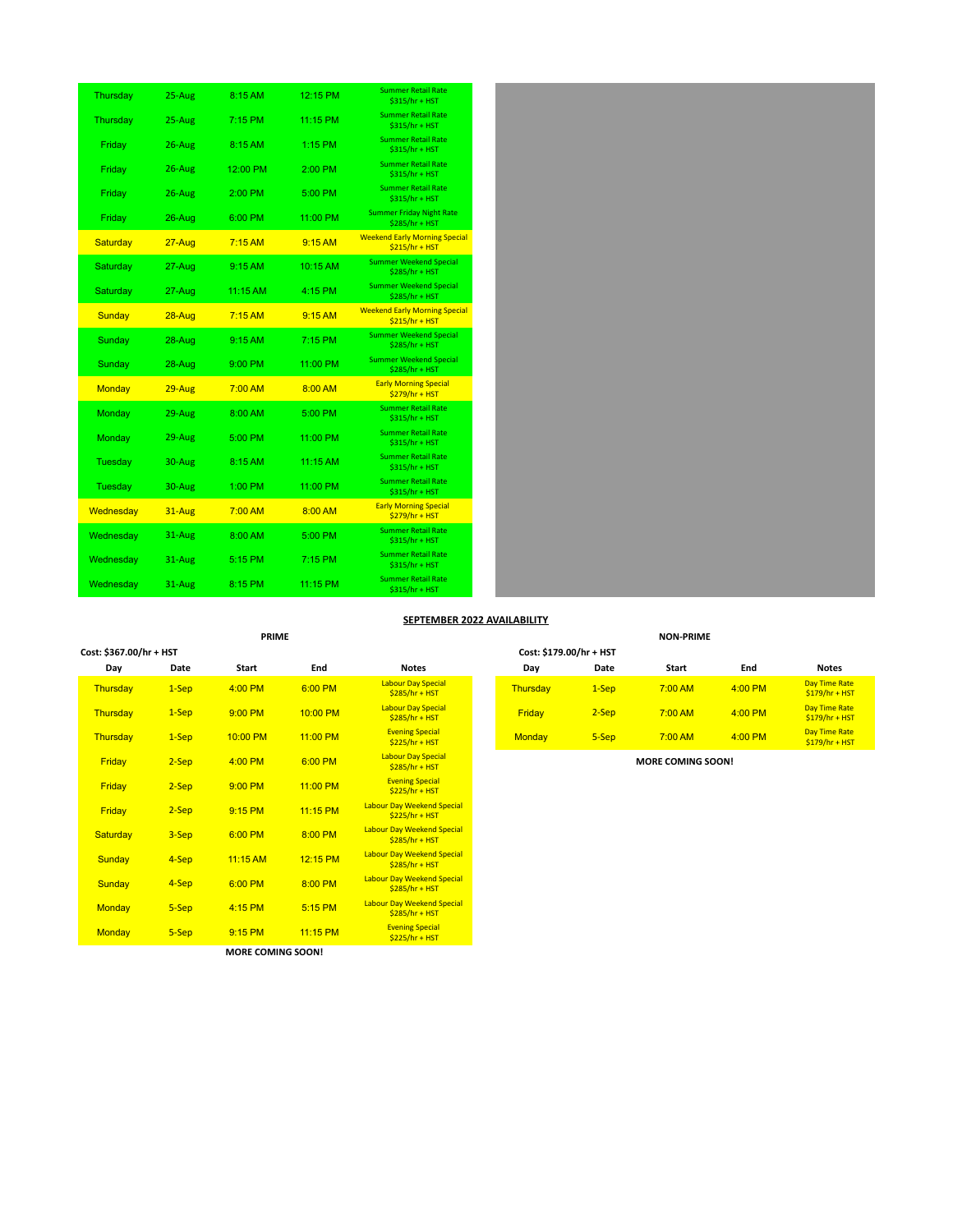| | | | | |
|---|---|---|---|---|
| Thursday | 25-Aug | 8:15 AM | 12:15 PM | Summer Retail Rate $315/hr + HST |
| Thursday | 25-Aug | 7:15 PM | 11:15 PM | Summer Retail Rate $315/hr + HST |
| Friday | 26-Aug | 8:15 AM | 1:15 PM | Summer Retail Rate $315/hr + HST |
| Friday | 26-Aug | 12:00 PM | 2:00 PM | Summer Retail Rate $315/hr + HST |
| Friday | 26-Aug | 2:00 PM | 5:00 PM | Summer Retail Rate $315/hr + HST |
| Friday | 26-Aug | 6:00 PM | 11:00 PM | Summer Friday Night Rate $285/hr + HST |
| Saturday | 27-Aug | 7:15 AM | 9:15 AM | Weekend Early Morning Special $215/hr + HST |
| Saturday | 27-Aug | 9:15 AM | 10:15 AM | Summer Weekend Special $285/hr + HST |
| Saturday | 27-Aug | 11:15 AM | 4:15 PM | Summer Weekend Special $285/hr + HST |
| Sunday | 28-Aug | 7:15 AM | 9:15 AM | Weekend Early Morning Special $215/hr + HST |
| Sunday | 28-Aug | 9:15 AM | 7:15 PM | Summer Weekend Special $285/hr + HST |
| Sunday | 28-Aug | 9:00 PM | 11:00 PM | Summer Weekend Special $285/hr + HST |
| Monday | 29-Aug | 7:00 AM | 8:00 AM | Early Morning Special $279/hr + HST |
| Monday | 29-Aug | 8:00 AM | 5:00 PM | Summer Retail Rate $315/hr + HST |
| Monday | 29-Aug | 5:00 PM | 11:00 PM | Summer Retail Rate $315/hr + HST |
| Tuesday | 30-Aug | 8:15 AM | 11:15 AM | Summer Retail Rate $315/hr + HST |
| Tuesday | 30-Aug | 1:00 PM | 11:00 PM | Summer Retail Rate $315/hr + HST |
| Wednesday | 31-Aug | 7:00 AM | 8:00 AM | Early Morning Special $279/hr + HST |
| Wednesday | 31-Aug | 8:00 AM | 5:00 PM | Summer Retail Rate $315/hr + HST |
| Wednesday | 31-Aug | 5:15 PM | 7:15 PM | Summer Retail Rate $315/hr + HST |
| Wednesday | 31-Aug | 8:15 PM | 11:15 PM | Summer Retail Rate $315/hr + HST |

## SEPTEMBER 2022 AVAILABILITY

### PRIME

**Cost: $367.00/hr + HST**

| Day | Date | Start | End | Notes |
|---|---|---|---|---|
| Thursday | 1-Sep | 4:00 PM | 6:00 PM | Labour Day Special $285/hr + HST |
| Thursday | 1-Sep | 9:00 PM | 10:00 PM | Labour Day Special $285/hr + HST |
| Thursday | 1-Sep | 10:00 PM | 11:00 PM | Evening Special $225/hr + HST |
| Friday | 2-Sep | 4:00 PM | 6:00 PM | Labour Day Special $285/hr + HST |
| Friday | 2-Sep | 9:00 PM | 11:00 PM | Evening Special $225/hr + HST |
| Friday | 2-Sep | 9:15 PM | 11:15 PM | Labour Day Weekend Special $225/hr + HST |
| Saturday | 3-Sep | 6:00 PM | 8:00 PM | Labour Day Weekend Special $285/hr + HST |
| Sunday | 4-Sep | 11:15 AM | 12:15 PM | Labour Day Weekend Special $285/hr + HST |
| Sunday | 4-Sep | 6:00 PM | 8:00 PM | Labour Day Weekend Special $285/hr + HST |
| Monday | 5-Sep | 4:15 PM | 5:15 PM | Labour Day Weekend Special $285/hr + HST |
| Monday | 5-Sep | 9:15 PM | 11:15 PM | Evening Special $225/hr + HST |

**MORE COMING SOON!**

### NON-PRIME

**Cost: $179.00/hr + HST**

| Day | Date | Start | End | Notes |
|---|---|---|---|---|
| Thursday | 1-Sep | 7:00 AM | 4:00 PM | Day Time Rate $179/hr + HST |
| Friday | 2-Sep | 7:00 AM | 4:00 PM | Day Time Rate $179/hr + HST |
| Monday | 5-Sep | 7:00 AM | 4:00 PM | Day Time Rate $179/hr + HST |

**MORE COMING SOON!**